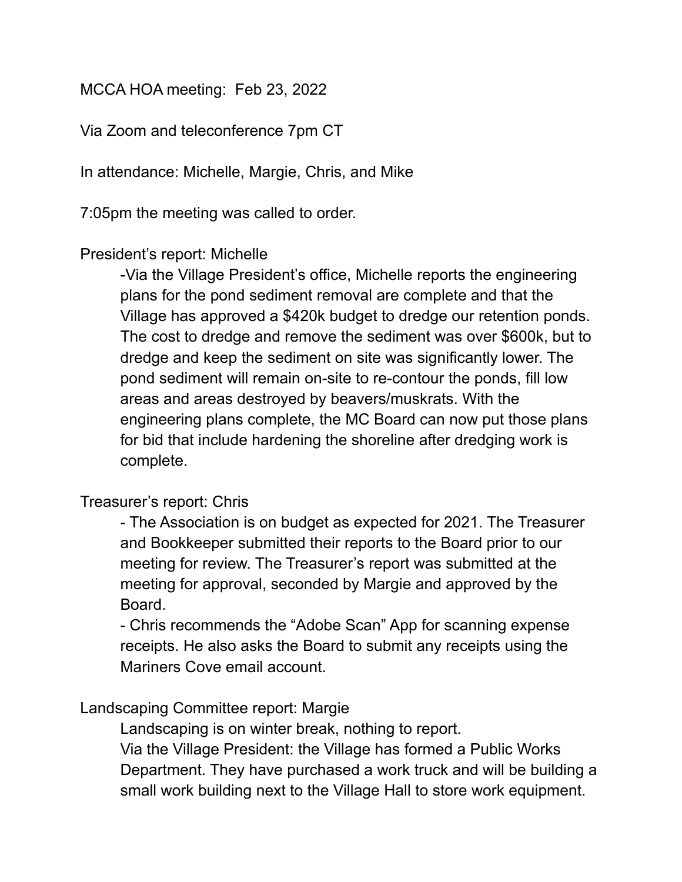MCCA HOA meeting: Feb 23, 2022

Via Zoom and teleconference 7pm CT

In attendance: Michelle, Margie, Chris, and Mike

7:05pm the meeting was called to order.

President's report: Michelle

> -Via the Village President's office, Michelle reports the engineering plans for the pond sediment removal are complete and that the Village has approved a $420k budget to dredge our retention ponds. The cost to dredge and remove the sediment was over $600k, but to dredge and keep the sediment on site was significantly lower. The pond sediment will remain on-site to re-contour the ponds, fill low areas and areas destroyed by beavers/muskrats. With the engineering plans complete, the MC Board can now put those plans for bid that include hardening the shoreline after dredging work is complete.

Treasurer's report: Chris

> - The Association is on budget as expected for 2021. The Treasurer and Bookkeeper submitted their reports to the Board prior to our meeting for review. The Treasurer's report was submitted at the meeting for approval, seconded by Margie and approved by the Board.
> - Chris recommends the "Adobe Scan" App for scanning expense receipts. He also asks the Board to submit any receipts using the Mariners Cove email account.

Landscaping Committee report: Margie

> Landscaping is on winter break, nothing to report.
> Via the Village President: the Village has formed a Public Works Department. They have purchased a work truck and will be building a small work building next to the Village Hall to store work equipment.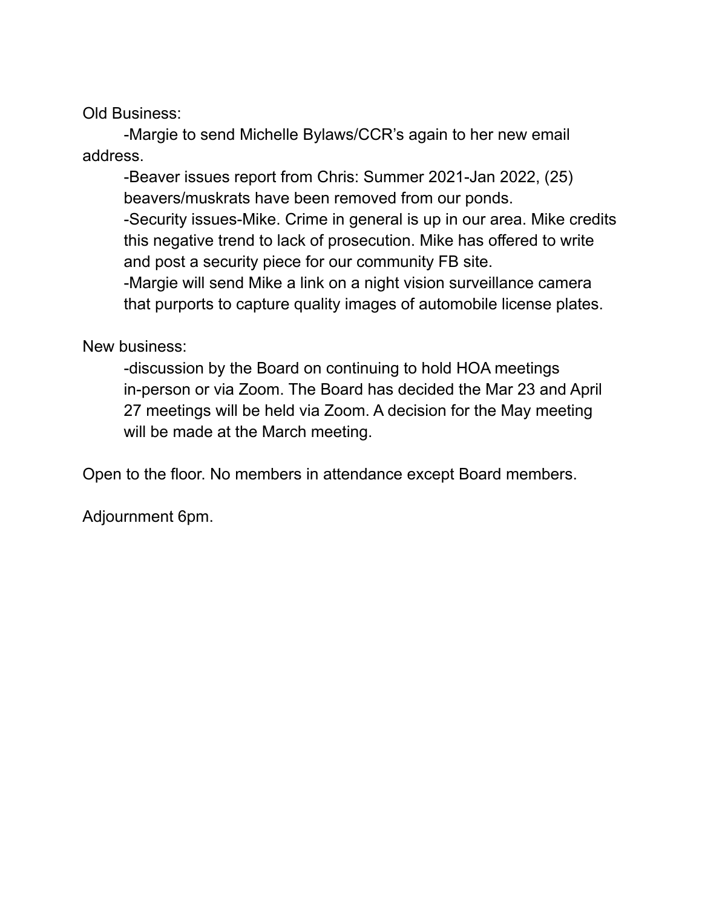Old Business:

- -Margie to send Michelle Bylaws/CCR's again to her new email address.
- -Beaver issues report from Chris: Summer 2021-Jan 2022, (25) beavers/muskrats have been removed from our ponds.
- -Security issues-Mike. Crime in general is up in our area. Mike credits this negative trend to lack of prosecution. Mike has offered to write and post a security piece for our community FB site.
- -Margie will send Mike a link on a night vision surveillance camera that purports to capture quality images of automobile license plates.

New business:

- -discussion by the Board on continuing to hold HOA meetings in-person or via Zoom. The Board has decided the Mar 23 and April 27 meetings will be held via Zoom. A decision for the May meeting will be made at the March meeting.

Open to the floor. No members in attendance except Board members.

Adjournment 6pm.